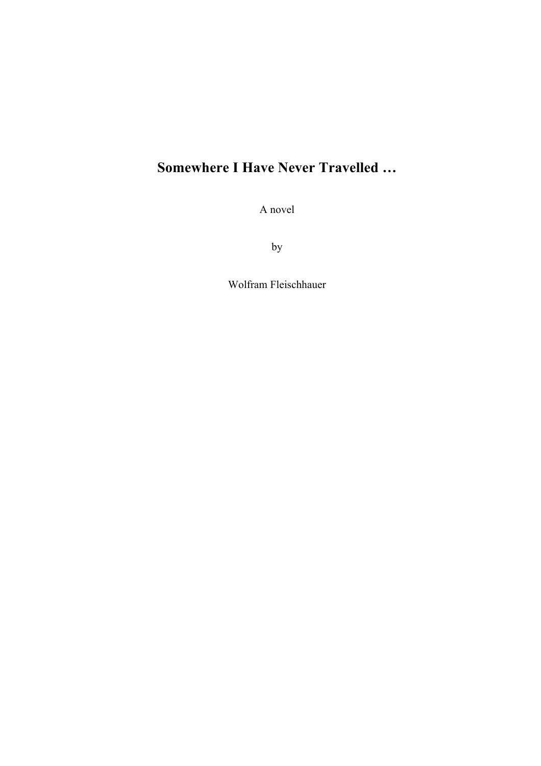# Somewhere I Have Never Travelled …

A novel

by

Wolfram Fleischhauer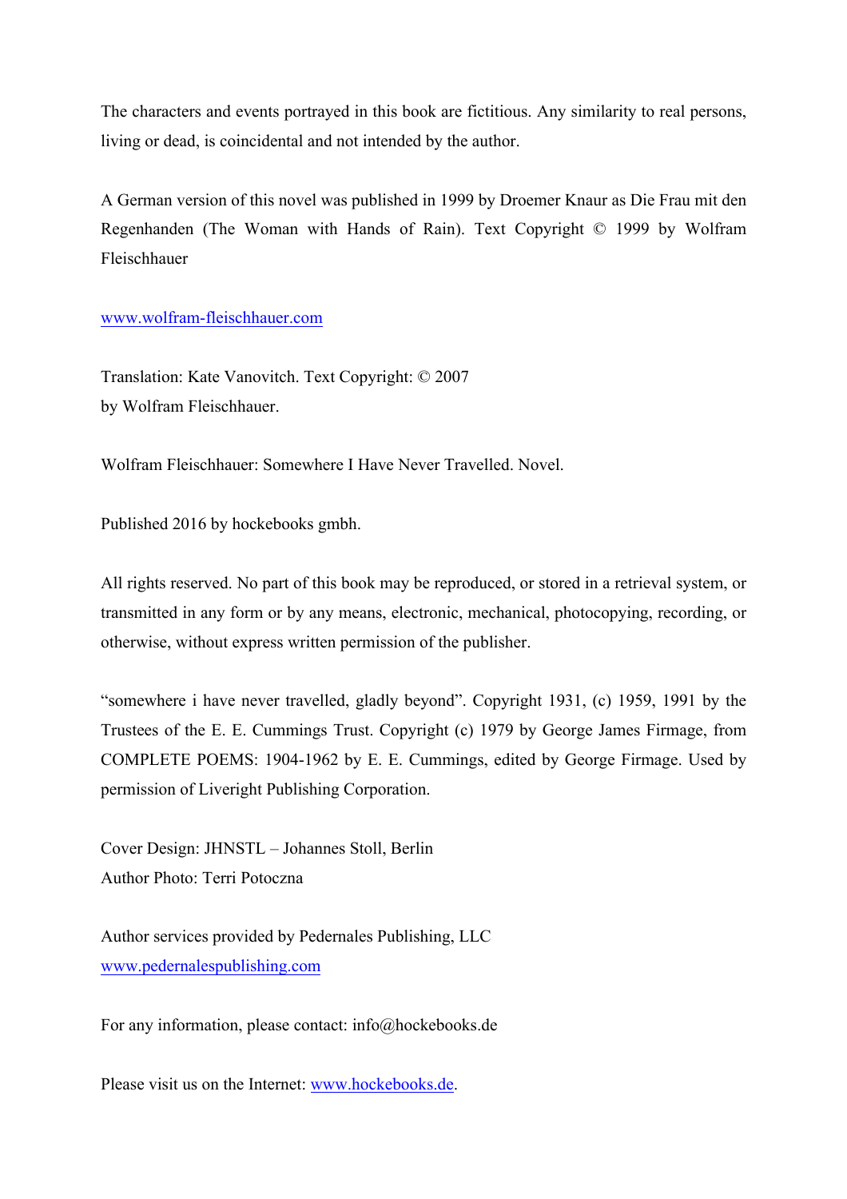The characters and events portrayed in this book are fictitious. Any similarity to real persons, living or dead, is coincidental and not intended by the author.

A German version of this novel was published in 1999 by Droemer Knaur as Die Frau mit den Regenhanden (The Woman with Hands of Rain). Text Copyright © 1999 by Wolfram Fleischhauer

[www.wolfram-fleischhauer.com](http://www.wolfram-fleischhauer.com)

Translation: Kate Vanovitch. Text Copyright: © 2007
by Wolfram Fleischhauer.

Wolfram Fleischhauer: Somewhere I Have Never Travelled. Novel.

Published 2016 by hockebooks gmbh.

All rights reserved. No part of this book may be reproduced, or stored in a retrieval system, or transmitted in any form or by any means, electronic, mechanical, photocopying, recording, or otherwise, without express written permission of the publisher.

"somewhere i have never travelled, gladly beyond". Copyright 1931, (c) 1959, 1991 by the Trustees of the E. E. Cummings Trust. Copyright (c) 1979 by George James Firmage, from COMPLETE POEMS: 1904-1962 by E. E. Cummings, edited by George Firmage. Used by permission of Liveright Publishing Corporation.

Cover Design: JHNSTL – Johannes Stoll, Berlin
Author Photo: Terri Potoczna

Author services provided by Pedernales Publishing, LLC
[www.pedernalespublishing.com](http://www.pedernalespublishing.com)

For any information, please contact: info@hockebooks.de

Please visit us on the Internet: [www.hockebooks.de](http://www.hockebooks.de).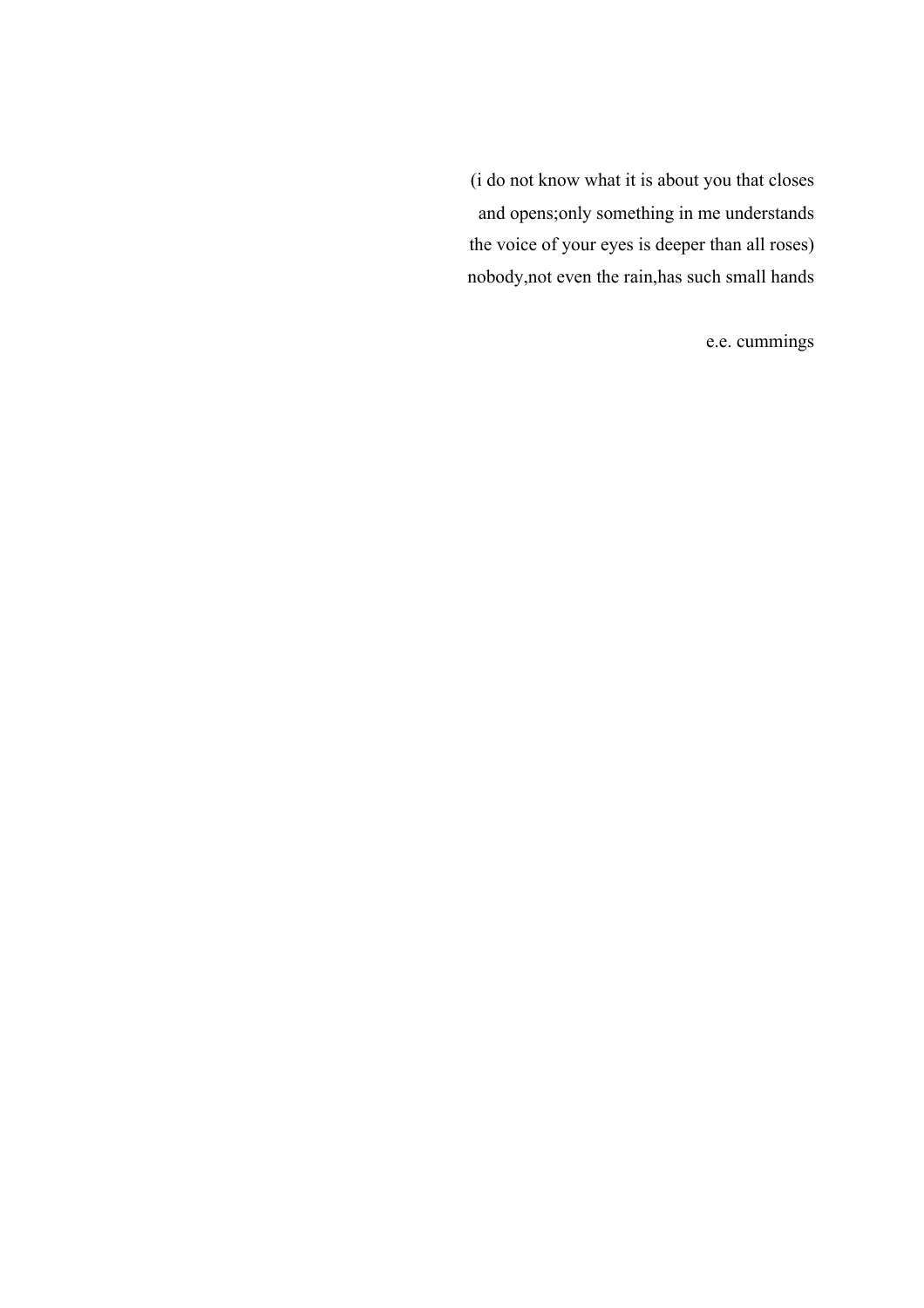(i do not know what it is about you that closes
and opens;only something in me understands
the voice of your eyes is deeper than all roses)
nobody,not even the rain,has such small hands

e.e. cummings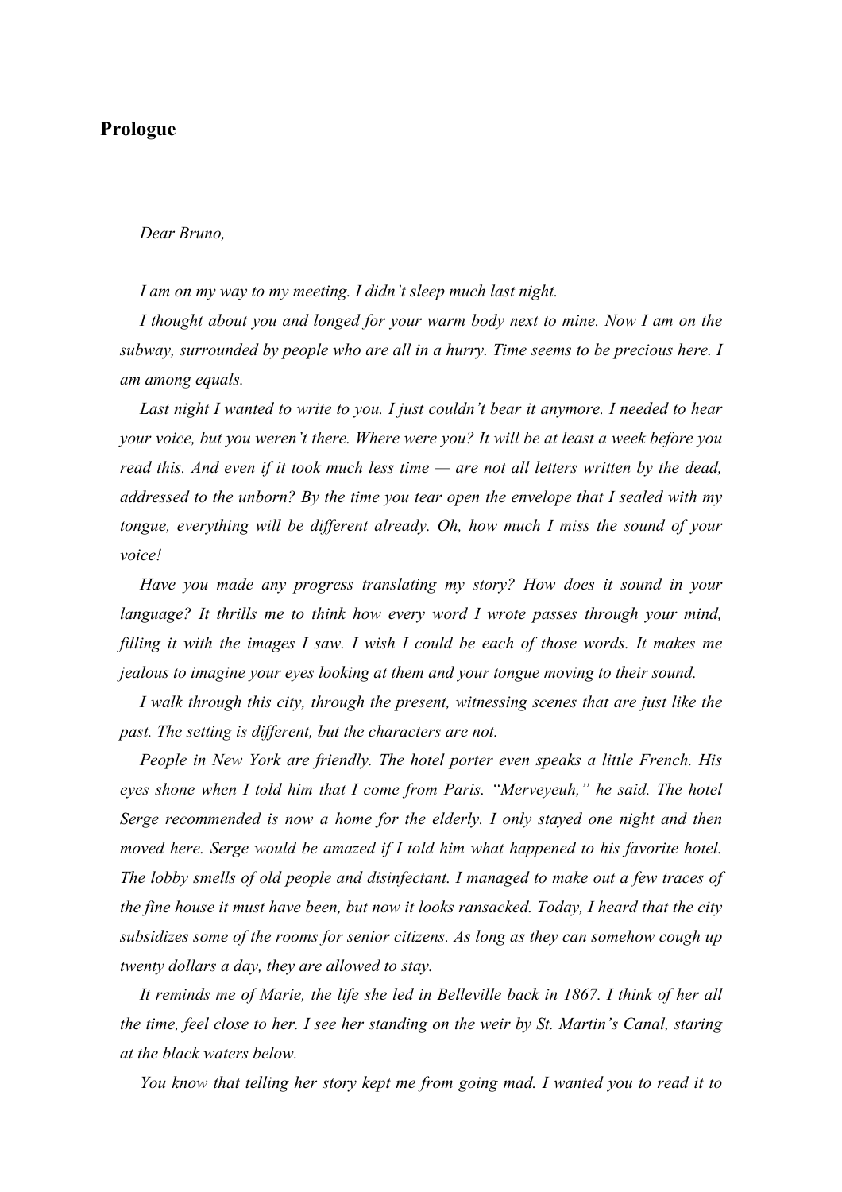## Prologue

*Dear Bruno,*

*I am on my way to my meeting. I didn't sleep much last night.*

*I thought about you and longed for your warm body next to mine. Now I am on the subway, surrounded by people who are all in a hurry. Time seems to be precious here. I am among equals.*

*Last night I wanted to write to you. I just couldn't bear it anymore. I needed to hear your voice, but you weren't there. Where were you? It will be at least a week before you read this. And even if it took much less time — are not all letters written by the dead, addressed to the unborn? By the time you tear open the envelope that I sealed with my tongue, everything will be different already. Oh, how much I miss the sound of your voice!*

*Have you made any progress translating my story? How does it sound in your language? It thrills me to think how every word I wrote passes through your mind, filling it with the images I saw. I wish I could be each of those words. It makes me jealous to imagine your eyes looking at them and your tongue moving to their sound.*

*I walk through this city, through the present, witnessing scenes that are just like the past. The setting is different, but the characters are not.*

*People in New York are friendly. The hotel porter even speaks a little French. His eyes shone when I told him that I come from Paris. "Merveyeuh," he said. The hotel Serge recommended is now a home for the elderly. I only stayed one night and then moved here. Serge would be amazed if I told him what happened to his favorite hotel. The lobby smells of old people and disinfectant. I managed to make out a few traces of the fine house it must have been, but now it looks ransacked. Today, I heard that the city subsidizes some of the rooms for senior citizens. As long as they can somehow cough up twenty dollars a day, they are allowed to stay.*

*It reminds me of Marie, the life she led in Belleville back in 1867. I think of her all the time, feel close to her. I see her standing on the weir by St. Martin's Canal, staring at the black waters below.*

*You know that telling her story kept me from going mad. I wanted you to read it to*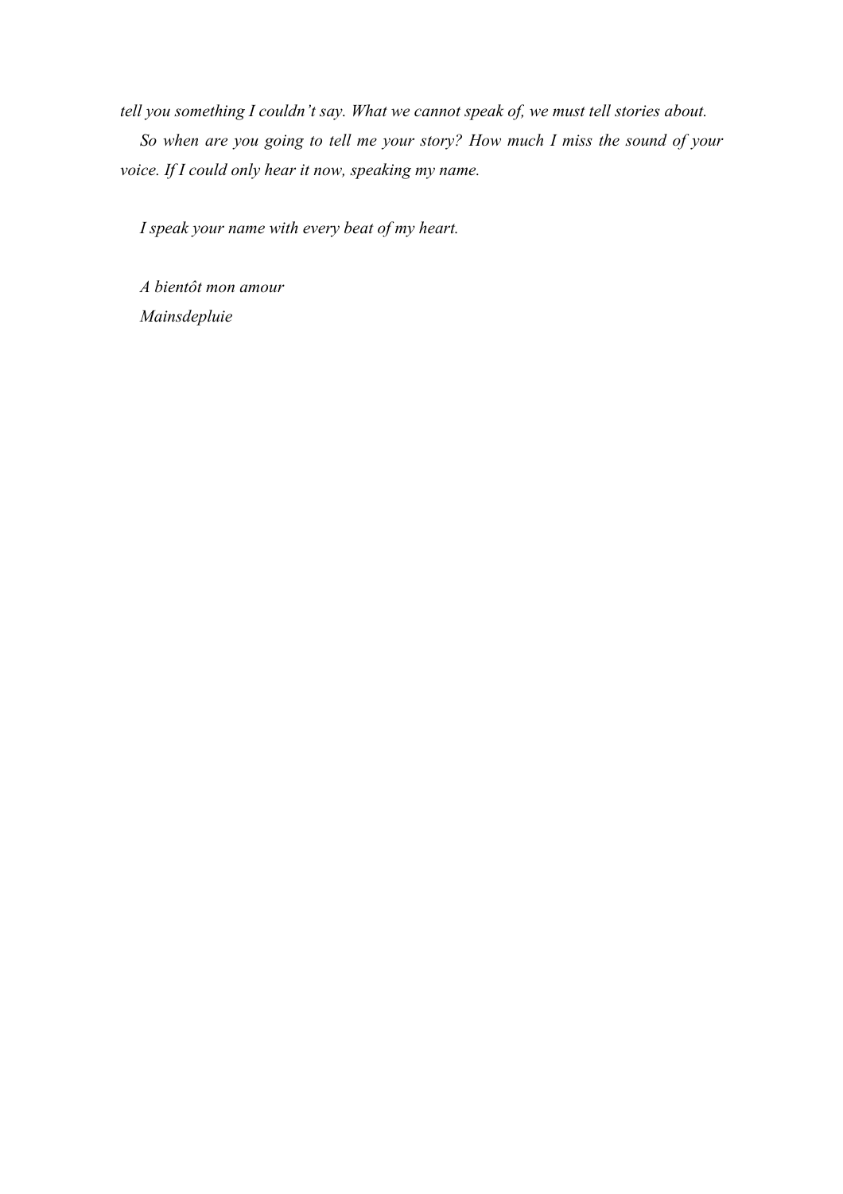*tell you something I couldn't say. What we cannot speak of, we must tell stories about.*

*So when are you going to tell me your story? How much I miss the sound of your voice. If I could only hear it now, speaking my name.*

*I speak your name with every beat of my heart.*

*A bientôt mon amour*
*Mainsdepluie*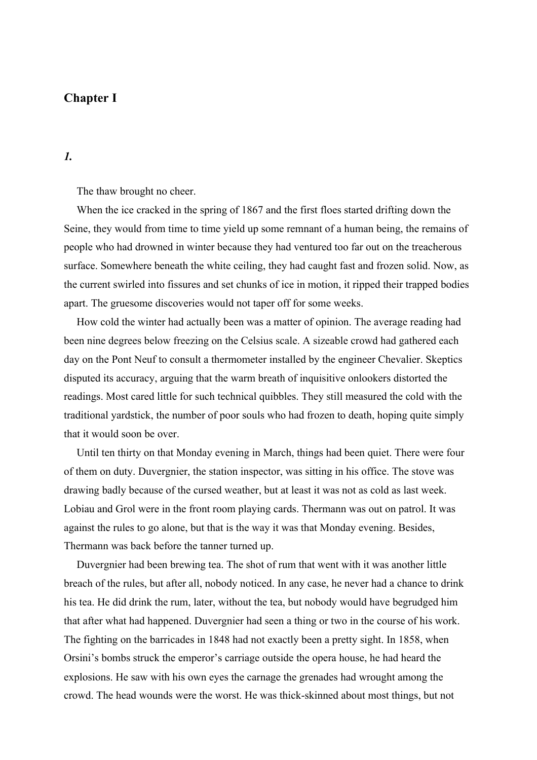## Chapter I

### *1.*

The thaw brought no cheer.

When the ice cracked in the spring of 1867 and the first floes started drifting down the Seine, they would from time to time yield up some remnant of a human being, the remains of people who had drowned in winter because they had ventured too far out on the treacherous surface. Somewhere beneath the white ceiling, they had caught fast and frozen solid. Now, as the current swirled into fissures and set chunks of ice in motion, it ripped their trapped bodies apart. The gruesome discoveries would not taper off for some weeks.

How cold the winter had actually been was a matter of opinion. The average reading had been nine degrees below freezing on the Celsius scale. A sizeable crowd had gathered each day on the Pont Neuf to consult a thermometer installed by the engineer Chevalier. Skeptics disputed its accuracy, arguing that the warm breath of inquisitive onlookers distorted the readings. Most cared little for such technical quibbles. They still measured the cold with the traditional yardstick, the number of poor souls who had frozen to death, hoping quite simply that it would soon be over.

Until ten thirty on that Monday evening in March, things had been quiet. There were four of them on duty. Duvergnier, the station inspector, was sitting in his office. The stove was drawing badly because of the cursed weather, but at least it was not as cold as last week. Lobiau and Grol were in the front room playing cards. Thermann was out on patrol. It was against the rules to go alone, but that is the way it was that Monday evening. Besides, Thermann was back before the tanner turned up.

Duvergnier had been brewing tea. The shot of rum that went with it was another little breach of the rules, but after all, nobody noticed. In any case, he never had a chance to drink his tea. He did drink the rum, later, without the tea, but nobody would have begrudged him that after what had happened. Duvergnier had seen a thing or two in the course of his work. The fighting on the barricades in 1848 had not exactly been a pretty sight. In 1858, when Orsini's bombs struck the emperor's carriage outside the opera house, he had heard the explosions. He saw with his own eyes the carnage the grenades had wrought among the crowd. The head wounds were the worst. He was thick-skinned about most things, but not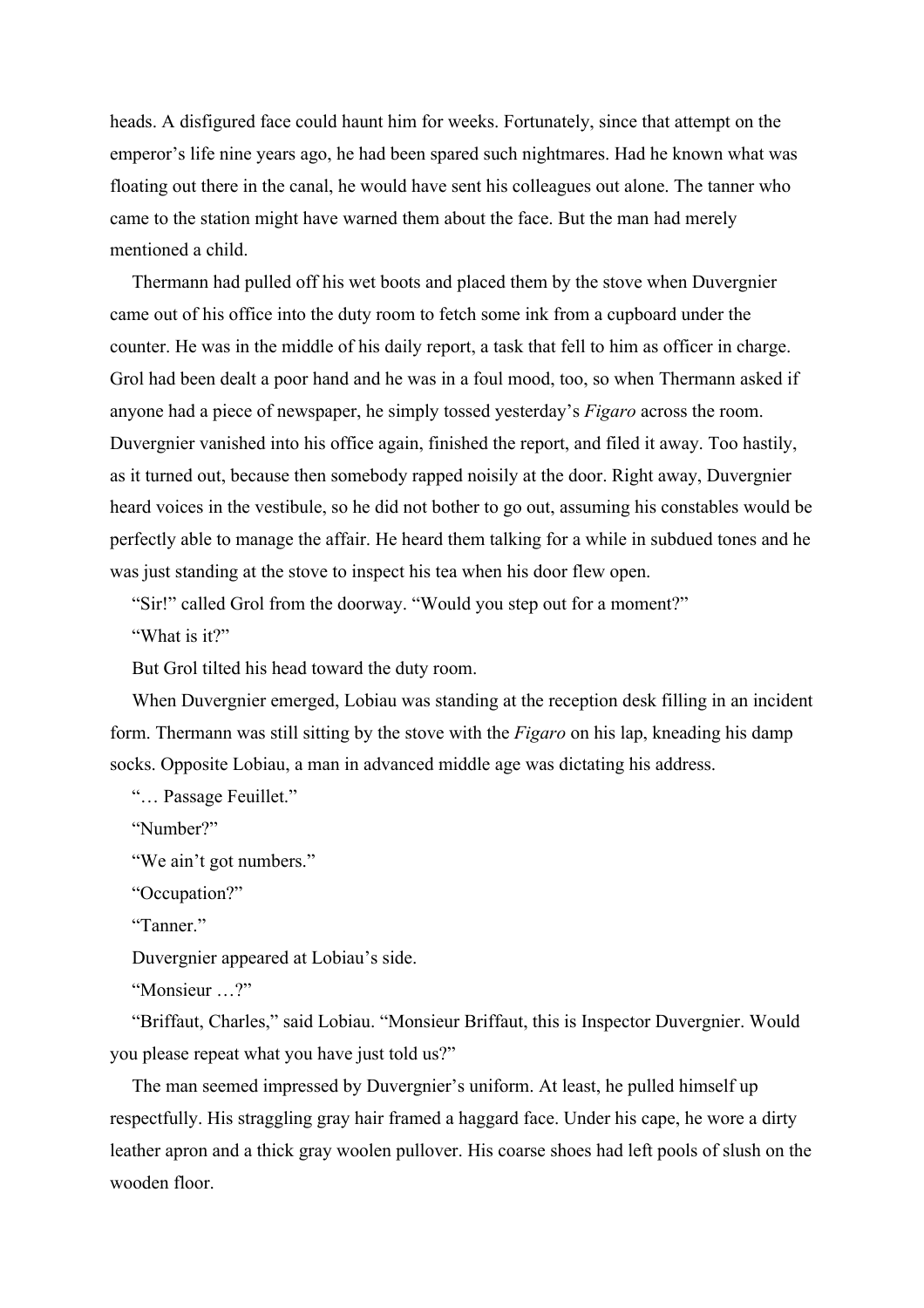heads. A disfigured face could haunt him for weeks. Fortunately, since that attempt on the emperor's life nine years ago, he had been spared such nightmares. Had he known what was floating out there in the canal, he would have sent his colleagues out alone. The tanner who came to the station might have warned them about the face. But the man had merely mentioned a child.

Thermann had pulled off his wet boots and placed them by the stove when Duvergnier came out of his office into the duty room to fetch some ink from a cupboard under the counter. He was in the middle of his daily report, a task that fell to him as officer in charge. Grol had been dealt a poor hand and he was in a foul mood, too, so when Thermann asked if anyone had a piece of newspaper, he simply tossed yesterday's *Figaro* across the room. Duvergnier vanished into his office again, finished the report, and filed it away. Too hastily, as it turned out, because then somebody rapped noisily at the door. Right away, Duvergnier heard voices in the vestibule, so he did not bother to go out, assuming his constables would be perfectly able to manage the affair. He heard them talking for a while in subdued tones and he was just standing at the stove to inspect his tea when his door flew open.

"Sir!" called Grol from the doorway. "Would you step out for a moment?"

"What is it?"

But Grol tilted his head toward the duty room.

When Duvergnier emerged, Lobiau was standing at the reception desk filling in an incident form. Thermann was still sitting by the stove with the *Figaro* on his lap, kneading his damp socks. Opposite Lobiau, a man in advanced middle age was dictating his address.

"… Passage Feuillet."

"Number?"

"We ain't got numbers."

"Occupation?"

"Tanner."

Duvergnier appeared at Lobiau's side.

"Monsieur …?"

"Briffaut, Charles," said Lobiau. "Monsieur Briffaut, this is Inspector Duvergnier. Would you please repeat what you have just told us?"

The man seemed impressed by Duvergnier's uniform. At least, he pulled himself up respectfully. His straggling gray hair framed a haggard face. Under his cape, he wore a dirty leather apron and a thick gray woolen pullover. His coarse shoes had left pools of slush on the wooden floor.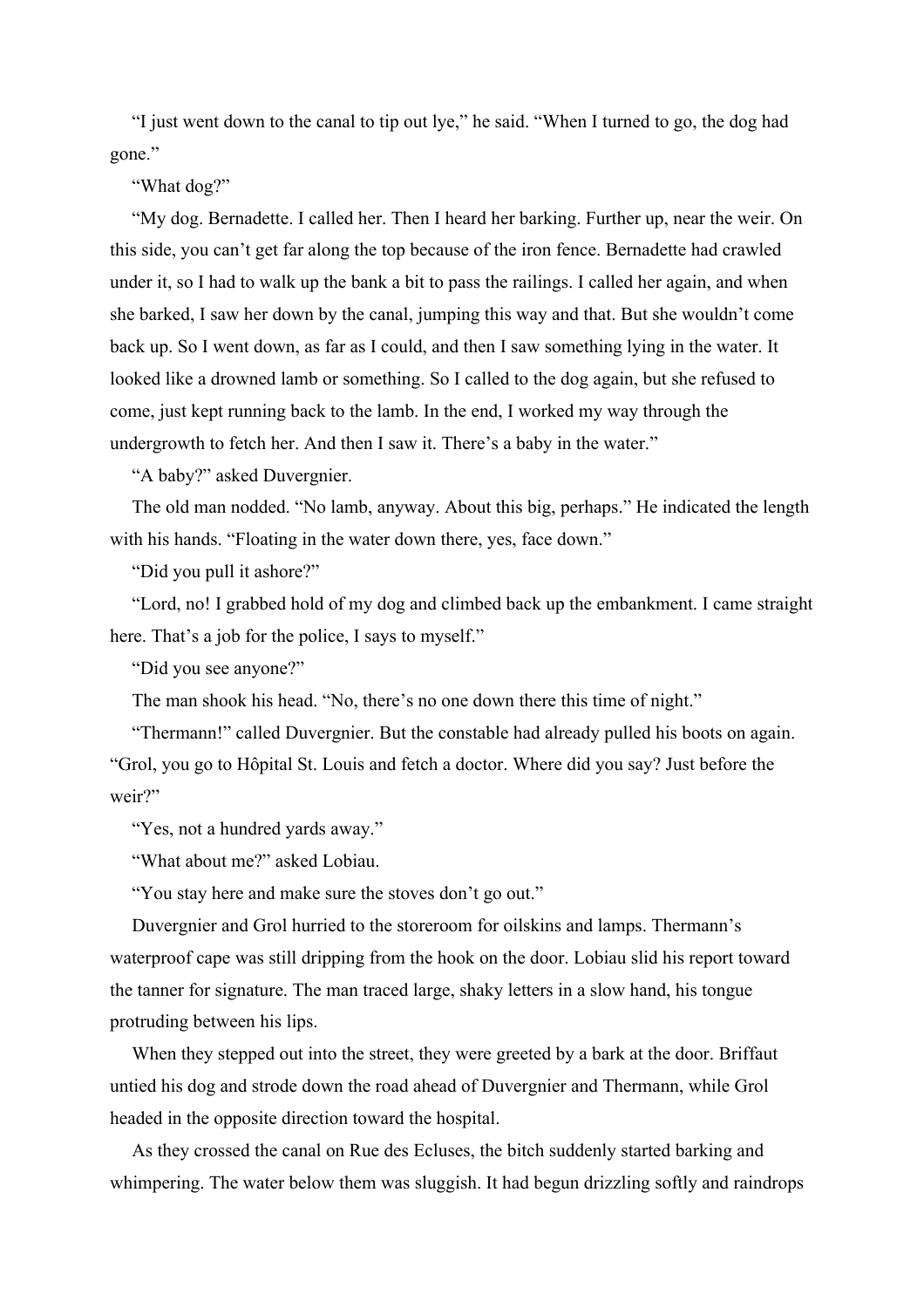"I just went down to the canal to tip out lye," he said. "When I turned to go, the dog had gone."

"What dog?"

"My dog. Bernadette. I called her. Then I heard her barking. Further up, near the weir. On this side, you can't get far along the top because of the iron fence. Bernadette had crawled under it, so I had to walk up the bank a bit to pass the railings. I called her again, and when she barked, I saw her down by the canal, jumping this way and that. But she wouldn't come back up. So I went down, as far as I could, and then I saw something lying in the water. It looked like a drowned lamb or something. So I called to the dog again, but she refused to come, just kept running back to the lamb. In the end, I worked my way through the undergrowth to fetch her. And then I saw it. There's a baby in the water."

"A baby?" asked Duvergnier.

The old man nodded. "No lamb, anyway. About this big, perhaps." He indicated the length with his hands. "Floating in the water down there, yes, face down."

"Did you pull it ashore?"

"Lord, no! I grabbed hold of my dog and climbed back up the embankment. I came straight here. That's a job for the police, I says to myself."

"Did you see anyone?"

The man shook his head. "No, there's no one down there this time of night."

"Thermann!" called Duvergnier. But the constable had already pulled his boots on again. "Grol, you go to Hôpital St. Louis and fetch a doctor. Where did you say? Just before the weir?"

"Yes, not a hundred yards away."

"What about me?" asked Lobiau.

"You stay here and make sure the stoves don't go out."

Duvergnier and Grol hurried to the storeroom for oilskins and lamps. Thermann's waterproof cape was still dripping from the hook on the door. Lobiau slid his report toward the tanner for signature. The man traced large, shaky letters in a slow hand, his tongue protruding between his lips.

When they stepped out into the street, they were greeted by a bark at the door. Briffaut untied his dog and strode down the road ahead of Duvergnier and Thermann, while Grol headed in the opposite direction toward the hospital.

As they crossed the canal on Rue des Ecluses, the bitch suddenly started barking and whimpering. The water below them was sluggish. It had begun drizzling softly and raindrops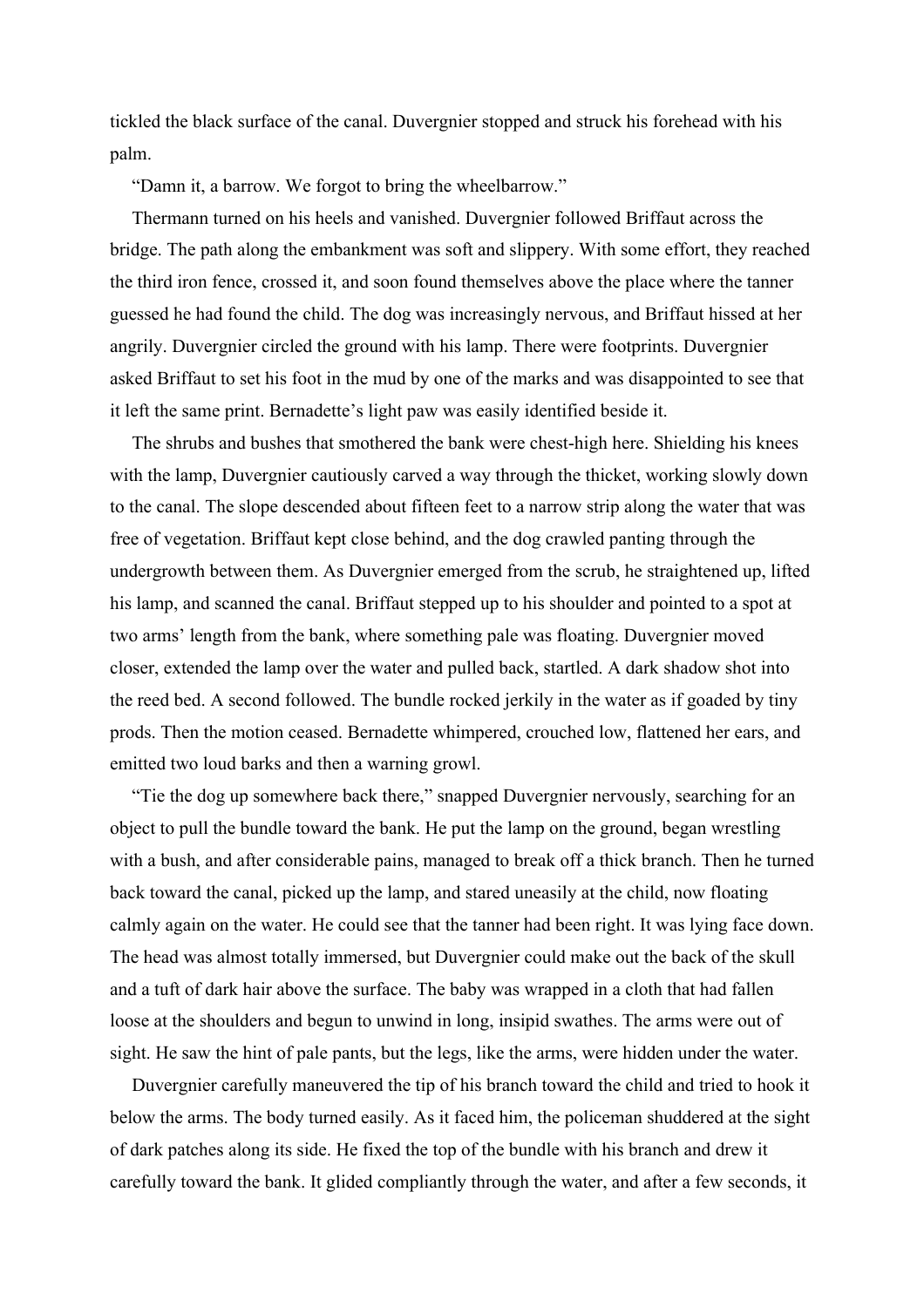tickled the black surface of the canal. Duvergnier stopped and struck his forehead with his palm.

"Damn it, a barrow. We forgot to bring the wheelbarrow."

Thermann turned on his heels and vanished. Duvergnier followed Briffaut across the bridge. The path along the embankment was soft and slippery. With some effort, they reached the third iron fence, crossed it, and soon found themselves above the place where the tanner guessed he had found the child. The dog was increasingly nervous, and Briffaut hissed at her angrily. Duvergnier circled the ground with his lamp. There were footprints. Duvergnier asked Briffaut to set his foot in the mud by one of the marks and was disappointed to see that it left the same print. Bernadette's light paw was easily identified beside it.

The shrubs and bushes that smothered the bank were chest-high here. Shielding his knees with the lamp, Duvergnier cautiously carved a way through the thicket, working slowly down to the canal. The slope descended about fifteen feet to a narrow strip along the water that was free of vegetation. Briffaut kept close behind, and the dog crawled panting through the undergrowth between them. As Duvergnier emerged from the scrub, he straightened up, lifted his lamp, and scanned the canal. Briffaut stepped up to his shoulder and pointed to a spot at two arms' length from the bank, where something pale was floating. Duvergnier moved closer, extended the lamp over the water and pulled back, startled. A dark shadow shot into the reed bed. A second followed. The bundle rocked jerkily in the water as if goaded by tiny prods. Then the motion ceased. Bernadette whimpered, crouched low, flattened her ears, and emitted two loud barks and then a warning growl.

"Tie the dog up somewhere back there," snapped Duvergnier nervously, searching for an object to pull the bundle toward the bank. He put the lamp on the ground, began wrestling with a bush, and after considerable pains, managed to break off a thick branch. Then he turned back toward the canal, picked up the lamp, and stared uneasily at the child, now floating calmly again on the water. He could see that the tanner had been right. It was lying face down. The head was almost totally immersed, but Duvergnier could make out the back of the skull and a tuft of dark hair above the surface. The baby was wrapped in a cloth that had fallen loose at the shoulders and begun to unwind in long, insipid swathes. The arms were out of sight. He saw the hint of pale pants, but the legs, like the arms, were hidden under the water.

Duvergnier carefully maneuvered the tip of his branch toward the child and tried to hook it below the arms. The body turned easily. As it faced him, the policeman shuddered at the sight of dark patches along its side. He fixed the top of the bundle with his branch and drew it carefully toward the bank. It glided compliantly through the water, and after a few seconds, it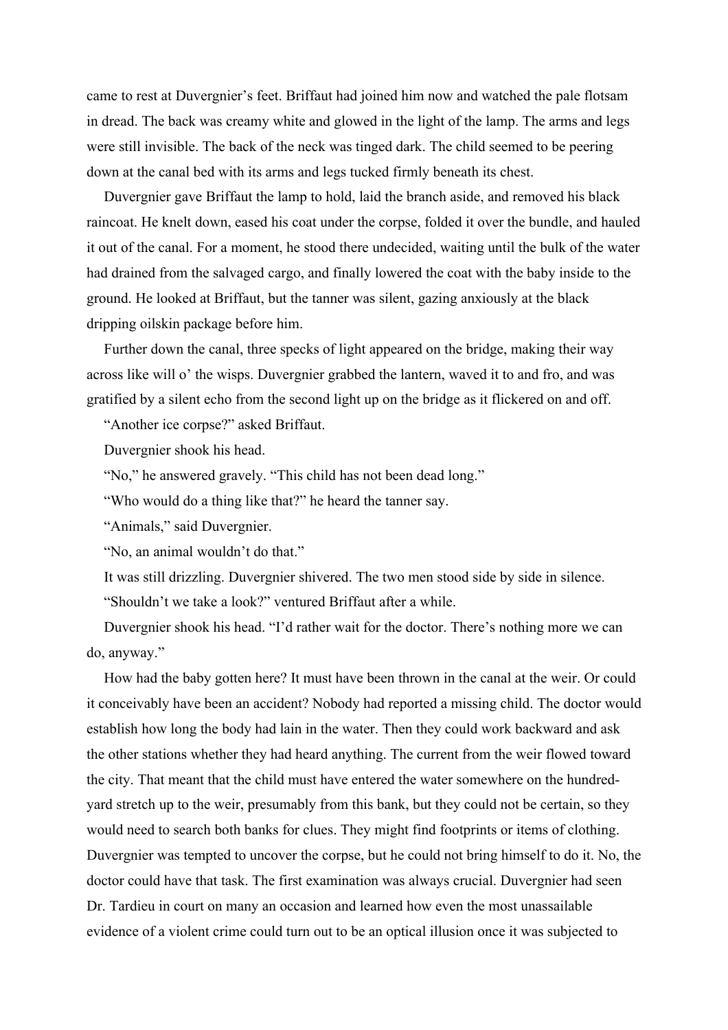came to rest at Duvergnier's feet. Briffaut had joined him now and watched the pale flotsam in dread. The back was creamy white and glowed in the light of the lamp. The arms and legs were still invisible. The back of the neck was tinged dark. The child seemed to be peering down at the canal bed with its arms and legs tucked firmly beneath its chest.

Duvergnier gave Briffaut the lamp to hold, laid the branch aside, and removed his black raincoat. He knelt down, eased his coat under the corpse, folded it over the bundle, and hauled it out of the canal. For a moment, he stood there undecided, waiting until the bulk of the water had drained from the salvaged cargo, and finally lowered the coat with the baby inside to the ground. He looked at Briffaut, but the tanner was silent, gazing anxiously at the black dripping oilskin package before him.

Further down the canal, three specks of light appeared on the bridge, making their way across like will o' the wisps. Duvergnier grabbed the lantern, waved it to and fro, and was gratified by a silent echo from the second light up on the bridge as it flickered on and off.

"Another ice corpse?" asked Briffaut.

Duvergnier shook his head.

"No," he answered gravely. "This child has not been dead long."

"Who would do a thing like that?" he heard the tanner say.

"Animals," said Duvergnier.

"No, an animal wouldn't do that."

It was still drizzling. Duvergnier shivered. The two men stood side by side in silence.

"Shouldn't we take a look?" ventured Briffaut after a while.

Duvergnier shook his head. "I'd rather wait for the doctor. There's nothing more we can do, anyway."

How had the baby gotten here? It must have been thrown in the canal at the weir. Or could it conceivably have been an accident? Nobody had reported a missing child. The doctor would establish how long the body had lain in the water. Then they could work backward and ask the other stations whether they had heard anything. The current from the weir flowed toward the city. That meant that the child must have entered the water somewhere on the hundred-yard stretch up to the weir, presumably from this bank, but they could not be certain, so they would need to search both banks for clues. They might find footprints or items of clothing. Duvergnier was tempted to uncover the corpse, but he could not bring himself to do it. No, the doctor could have that task. The first examination was always crucial. Duvergnier had seen Dr. Tardieu in court on many an occasion and learned how even the most unassailable evidence of a violent crime could turn out to be an optical illusion once it was subjected to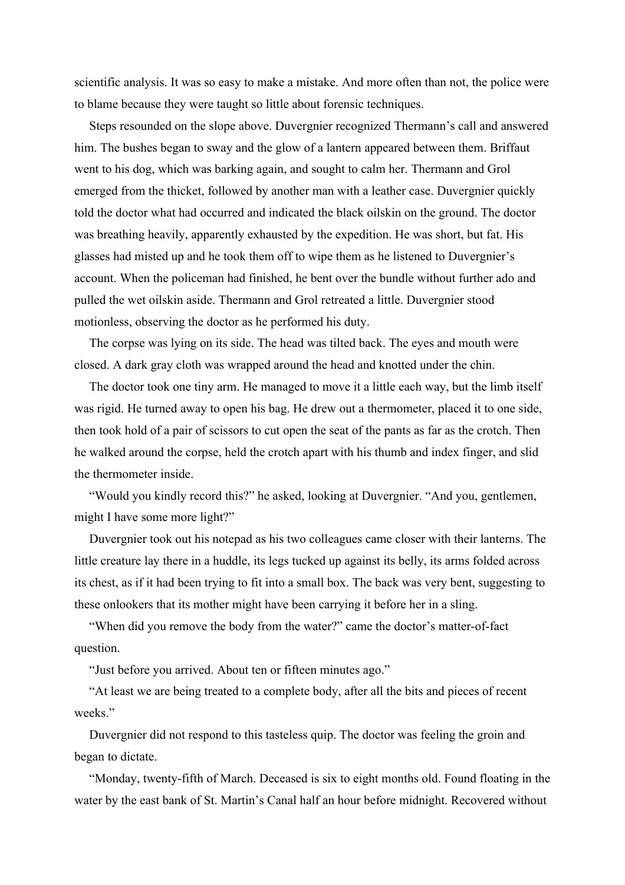scientific analysis. It was so easy to make a mistake. And more often than not, the police were to blame because they were taught so little about forensic techniques.

Steps resounded on the slope above. Duvergnier recognized Thermann's call and answered him. The bushes began to sway and the glow of a lantern appeared between them. Briffaut went to his dog, which was barking again, and sought to calm her. Thermann and Grol emerged from the thicket, followed by another man with a leather case. Duvergnier quickly told the doctor what had occurred and indicated the black oilskin on the ground. The doctor was breathing heavily, apparently exhausted by the expedition. He was short, but fat. His glasses had misted up and he took them off to wipe them as he listened to Duvergnier's account. When the policeman had finished, he bent over the bundle without further ado and pulled the wet oilskin aside. Thermann and Grol retreated a little. Duvergnier stood motionless, observing the doctor as he performed his duty.

The corpse was lying on its side. The head was tilted back. The eyes and mouth were closed. A dark gray cloth was wrapped around the head and knotted under the chin.

The doctor took one tiny arm. He managed to move it a little each way, but the limb itself was rigid. He turned away to open his bag. He drew out a thermometer, placed it to one side, then took hold of a pair of scissors to cut open the seat of the pants as far as the crotch. Then he walked around the corpse, held the crotch apart with his thumb and index finger, and slid the thermometer inside.

"Would you kindly record this?" he asked, looking at Duvergnier. "And you, gentlemen, might I have some more light?"

Duvergnier took out his notepad as his two colleagues came closer with their lanterns. The little creature lay there in a huddle, its legs tucked up against its belly, its arms folded across its chest, as if it had been trying to fit into a small box. The back was very bent, suggesting to these onlookers that its mother might have been carrying it before her in a sling.

"When did you remove the body from the water?" came the doctor's matter-of-fact question.

"Just before you arrived. About ten or fifteen minutes ago."

"At least we are being treated to a complete body, after all the bits and pieces of recent weeks."

Duvergnier did not respond to this tasteless quip. The doctor was feeling the groin and began to dictate.

"Monday, twenty-fifth of March. Deceased is six to eight months old. Found floating in the water by the east bank of St. Martin's Canal half an hour before midnight. Recovered without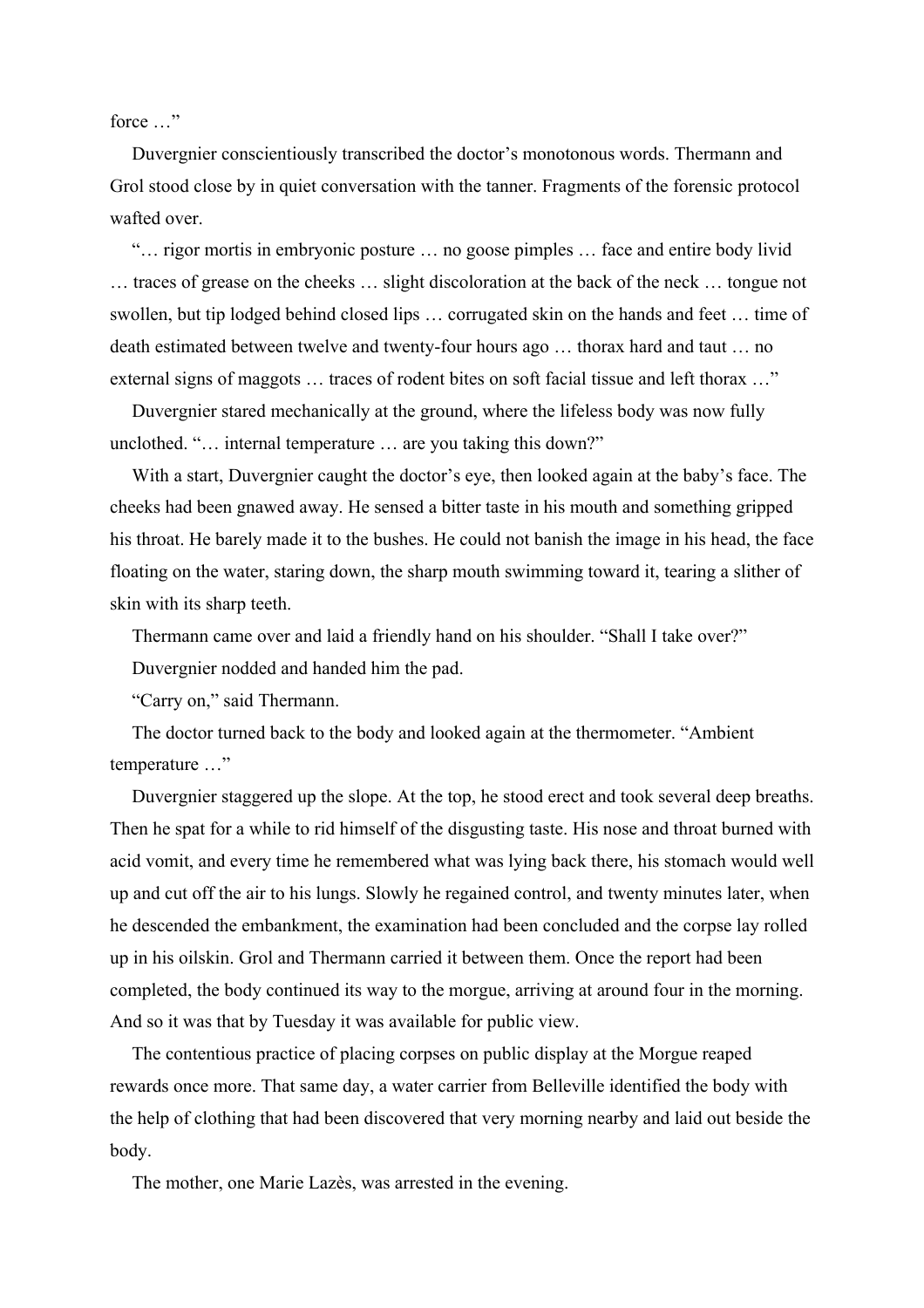force …"

Duvergnier conscientiously transcribed the doctor's monotonous words. Thermann and Grol stood close by in quiet conversation with the tanner. Fragments of the forensic protocol wafted over.

"… rigor mortis in embryonic posture … no goose pimples … face and entire body livid … traces of grease on the cheeks … slight discoloration at the back of the neck … tongue not swollen, but tip lodged behind closed lips … corrugated skin on the hands and feet … time of death estimated between twelve and twenty-four hours ago … thorax hard and taut … no external signs of maggots … traces of rodent bites on soft facial tissue and left thorax …"

Duvergnier stared mechanically at the ground, where the lifeless body was now fully unclothed. "… internal temperature … are you taking this down?"

With a start, Duvergnier caught the doctor's eye, then looked again at the baby's face. The cheeks had been gnawed away. He sensed a bitter taste in his mouth and something gripped his throat. He barely made it to the bushes. He could not banish the image in his head, the face floating on the water, staring down, the sharp mouth swimming toward it, tearing a slither of skin with its sharp teeth.

Thermann came over and laid a friendly hand on his shoulder. "Shall I take over?"

Duvergnier nodded and handed him the pad.

"Carry on," said Thermann.

The doctor turned back to the body and looked again at the thermometer. "Ambient temperature …"

Duvergnier staggered up the slope. At the top, he stood erect and took several deep breaths. Then he spat for a while to rid himself of the disgusting taste. His nose and throat burned with acid vomit, and every time he remembered what was lying back there, his stomach would well up and cut off the air to his lungs. Slowly he regained control, and twenty minutes later, when he descended the embankment, the examination had been concluded and the corpse lay rolled up in his oilskin. Grol and Thermann carried it between them. Once the report had been completed, the body continued its way to the morgue, arriving at around four in the morning. And so it was that by Tuesday it was available for public view.

The contentious practice of placing corpses on public display at the Morgue reaped rewards once more. That same day, a water carrier from Belleville identified the body with the help of clothing that had been discovered that very morning nearby and laid out beside the body.

The mother, one Marie Lazès, was arrested in the evening.